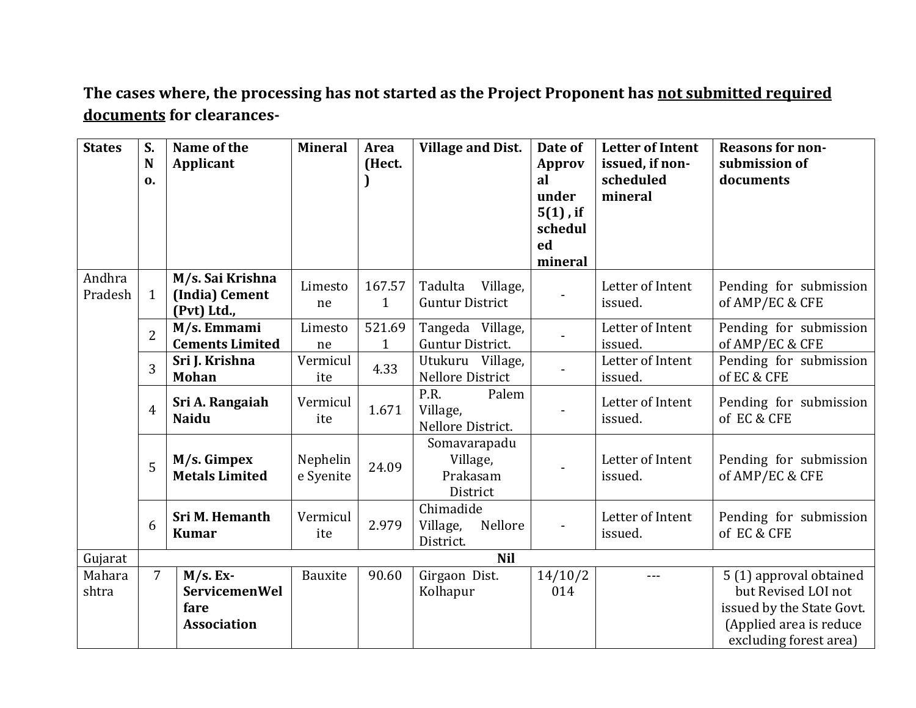**The cases where, the processing has not started as the Project Proponent has <u>not submitted required documents</u> for clearances-**

| States | S. No. | Name of the Applicant | Mineral | Area (Hect.) | Village and Dist. | Date of Approval under 5(1) , if scheduled mineral | Letter of Intent issued, if non-scheduled mineral | Reasons for non-submission of documents |
|---|---|---|---|---|---|---|---|---|
| Andhra Pradesh | 1 | **M/s. Sai Krishna (India) Cement (Pvt) Ltd.,** | Limestone | 167.571 | Tadulta Village, Guntur District | - | Letter of Intent issued. | Pending for submission of AMP/EC & CFE |
| | 2 | **M/s. Emmami Cements Limited** | Limestone | 521.691 | Tangeda Village, Guntur District. | - | Letter of Intent issued. | Pending for submission of AMP/EC & CFE |
| | 3 | **Sri J. Krishna Mohan** | Vermiculite | 4.33 | Utukuru Village, Nellore District | - | Letter of Intent issued. | Pending for submission of EC & CFE |
| | 4 | **Sri A. Rangaiah Naidu** | Vermiculite | 1.671 | P.R. Palem Village, Nellore District. | - | Letter of Intent issued. | Pending for submission of EC & CFE |
| | 5 | **M/s. Gimpex Metals Limited** | Nepheline Syenite | 24.09 | Somavarapadu Village, Prakasam District | - | Letter of Intent issued. | Pending for submission of AMP/EC & CFE |
| | 6 | **Sri M. Hemanth Kumar** | Vermiculite | 2.979 | Chimadide Village, Nellore District. | - | Letter of Intent issued. | Pending for submission of EC & CFE |
| Gujarat | **Nil** | | | | | | | |
| Maharashtra | 7 | **M/s. Ex-ServicemenWelfare Association** | Bauxite | 90.60 | Girgaon Dist. Kolhapur | 14/10/2014 | --- | 5 (1) approval obtained but Revised LOI not issued by the State Govt. (Applied area is reduce excluding forest area) |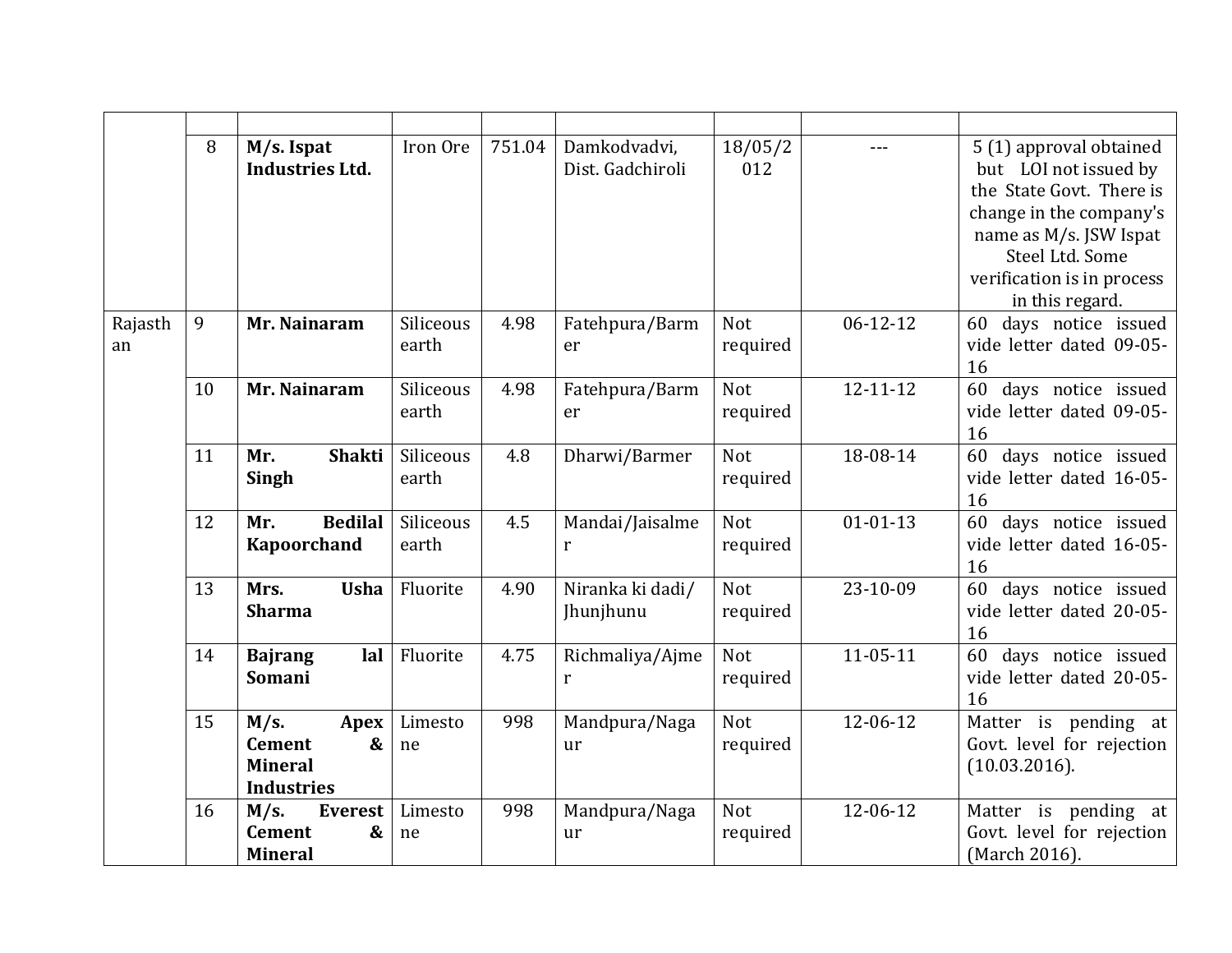| | | | | | | | | |
|---|---|---|---|---|---|---|---|---|
| | 8 | **M/s. Ispat Industries Ltd.** | Iron Ore | 751.04 | Damkodvadvi, Dist. Gadchiroli | 18/05/2012 | --- | 5 (1) approval obtained but LOI not issued by the State Govt. There is change in the company's name as M/s. JSW Ispat Steel Ltd. Some verification is in process in this regard. |
| Rajasthan | 9 | **Mr. Nainaram** | Siliceous earth | 4.98 | Fatehpura/Barmer | Not required | 06-12-12 | 60 days notice issued vide letter dated 09-05-16 |
| | 10 | **Mr. Nainaram** | Siliceous earth | 4.98 | Fatehpura/Barmer | Not required | 12-11-12 | 60 days notice issued vide letter dated 09-05-16 |
| | 11 | **Mr. Shakti Singh** | Siliceous earth | 4.8 | Dharwi/Barmer | Not required | 18-08-14 | 60 days notice issued vide letter dated 16-05-16 |
| | 12 | **Mr. Bedilal Kapoorchand** | Siliceous earth | 4.5 | Mandai/Jaisalmer | Not required | 01-01-13 | 60 days notice issued vide letter dated 16-05-16 |
| | 13 | **Mrs. Usha Sharma** | Fluorite | 4.90 | Niranka ki dadi/ Jhunjhunu | Not required | 23-10-09 | 60 days notice issued vide letter dated 20-05-16 |
| | 14 | **Bajrang lal Somani** | Fluorite | 4.75 | Richmaliya/Ajmer | Not required | 11-05-11 | 60 days notice issued vide letter dated 20-05-16 |
| | 15 | **M/s. Apex Cement & Mineral Industries** | Limestone | 998 | Mandpura/Nagaur | Not required | 12-06-12 | Matter is pending at Govt. level for rejection (10.03.2016). |
| | 16 | **M/s. Everest Cement & Mineral** | Limestone | 998 | Mandpura/Nagaur | Not required | 12-06-12 | Matter is pending at Govt. level for rejection (March 2016). |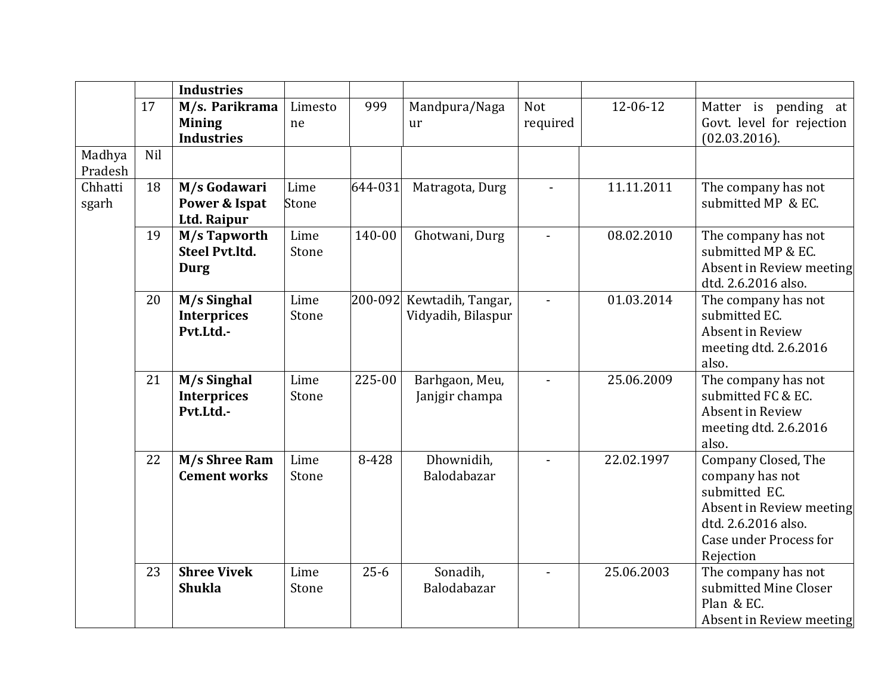| | | | | | | | | |
|---|---|---|---|---|---|---|---|---|
| | | **Industries** | | | | | | |
| | 17 | **M/s. Parikrama Mining Industries** | Limestone | 999 | Mandpura/Nagaur | Not required | 12-06-12 | Matter is pending at Govt. level for rejection (02.03.2016). |
| Madhya Pradesh | Nil | | | | | | | |
| Chhattisgarh | 18 | **M/s Godawari Power & Ispat Ltd. Raipur** | Lime Stone | 644-031 | Matragota, Durg | - | 11.11.2011 | The company has not submitted MP & EC. |
| | 19 | **M/s Tapworth Steel Pvt.ltd. Durg** | Lime Stone | 140-00 | Ghotwani, Durg | - | 08.02.2010 | The company has not submitted MP & EC. Absent in Review meeting dtd. 2.6.2016 also. |
| | 20 | **M/s Singhal Interprices Pvt.Ltd.-** | Lime Stone | 200-092 | Kewtadih, Tangar, Vidyadih, Bilaspur | - | 01.03.2014 | The company has not submitted EC. Absent in Review meeting dtd. 2.6.2016 also. |
| | 21 | **M/s Singhal Interprices Pvt.Ltd.-** | Lime Stone | 225-00 | Barhgaon, Meu, Janjgir champa | - | 25.06.2009 | The company has not submitted FC & EC. Absent in Review meeting dtd. 2.6.2016 also. |
| | 22 | **M/s Shree Ram Cement works** | Lime Stone | 8-428 | Dhownidih, Balodabazar | - | 22.02.1997 | Company Closed, The company has not submitted EC. Absent in Review meeting dtd. 2.6.2016 also. Case under Process for Rejection |
| | 23 | **Shree Vivek Shukla** | Lime Stone | 25-6 | Sonadih, Balodabazar | - | 25.06.2003 | The company has not submitted Mine Closer Plan & EC. Absent in Review meeting |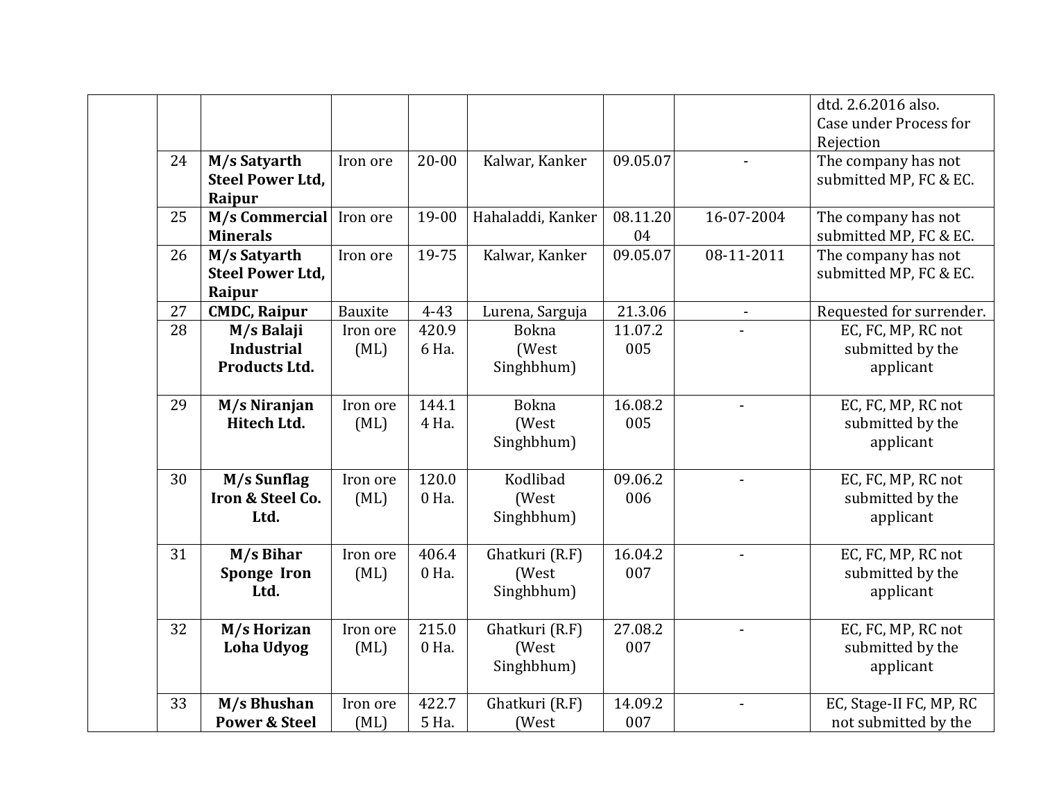|  |  |  |  |  |  |  |  | dtd. 2.6.2016 also. Case under Process for Rejection |
|---|---|---|---|---|---|---|---|---|
|  | 24 | **M/s Satyarth Steel Power Ltd, Raipur** | Iron ore | 20-00 | Kalwar, Kanker | 09.05.07 | - | The company has not submitted MP, FC & EC. |
|  | 25 | **M/s Commercial Minerals** | Iron ore | 19-00 | Hahaladdi, Kanker | 08.11.2004 | 16-07-2004 | The company has not submitted MP, FC & EC. |
|  | 26 | **M/s Satyarth Steel Power Ltd, Raipur** | Iron ore | 19-75 | Kalwar, Kanker | 09.05.07 | 08-11-2011 | The company has not submitted MP, FC & EC. |
|  | 27 | **CMDC, Raipur** | Bauxite | 4-43 | Lurena, Sarguja | 21.3.06 | - | Requested for surrender. |
|  | 28 | **M/s Balaji Industrial Products Ltd.** | Iron ore (ML) | 420.96 Ha. | Bokna (West Singhbhum) | 11.07.2005 | - | EC, FC, MP, RC not submitted by the applicant |
|  | 29 | **M/s Niranjan Hitech Ltd.** | Iron ore (ML) | 144.14 Ha. | Bokna (West Singhbhum) | 16.08.2005 | - | EC, FC, MP, RC not submitted by the applicant |
|  | 30 | **M/s Sunflag Iron & Steel Co. Ltd.** | Iron ore (ML) | 120.00 Ha. | Kodlibad (West Singhbhum) | 09.06.2006 | - | EC, FC, MP, RC not submitted by the applicant |
|  | 31 | **M/s Bihar Sponge Iron Ltd.** | Iron ore (ML) | 406.40 Ha. | Ghatkuri (R.F) (West Singhbhum) | 16.04.2007 | - | EC, FC, MP, RC not submitted by the applicant |
|  | 32 | **M/s Horizan Loha Udyog** | Iron ore (ML) | 215.00 Ha. | Ghatkuri (R.F) (West Singhbhum) | 27.08.2007 | - | EC, FC, MP, RC not submitted by the applicant |
|  | 33 | **M/s Bhushan Power & Steel** | Iron ore (ML) | 422.75 Ha. | Ghatkuri (R.F) (West | 14.09.2007 | - | EC, Stage-II FC, MP, RC not submitted by the |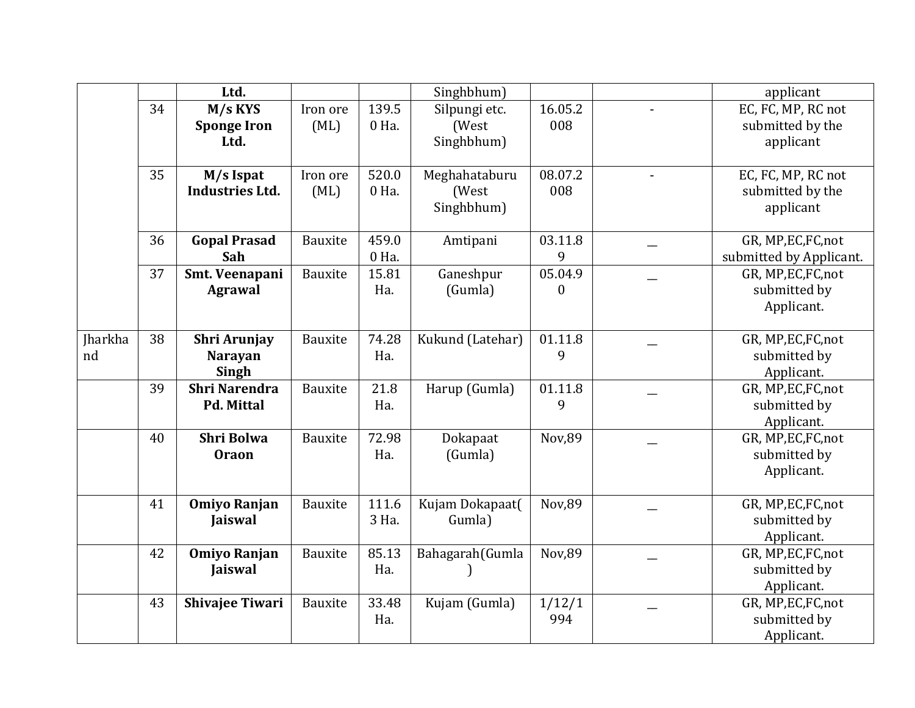| | | Ltd. | | | Singhbhum) | | | applicant |
|---|---|---|---|---|---|---|---|---|
| | 34 | **M/s KYS Sponge Iron Ltd.** | Iron ore (ML) | 139.50 Ha. | Silpungi etc. (West Singhbhum) | 16.05.2008 | - | EC, FC, MP, RC not submitted by the applicant |
| | 35 | **M/s Ispat Industries Ltd.** | Iron ore (ML) | 520.00 Ha. | Meghahataburu (West Singhbhum) | 08.07.2008 | - | EC, FC, MP, RC not submitted by the applicant |
| | 36 | **Gopal Prasad Sah** | Bauxite | 459.00 Ha. | Amtipani | 03.11.89 | __ | GR, MP,EC,FC,not submitted by Applicant. |
| | 37 | **Smt. Veenapani Agrawal** | Bauxite | 15.81 Ha. | Ganeshpur (Gumla) | 05.04.90 | __ | GR, MP,EC,FC,not submitted by Applicant. |
| Jharkhand | 38 | **Shri Arunjay Narayan Singh** | Bauxite | 74.28 Ha. | Kukund (Latehar) | 01.11.89 | __ | GR, MP,EC,FC,not submitted by Applicant. |
| | 39 | **Shri Narendra Pd. Mittal** | Bauxite | 21.8 Ha. | Harup (Gumla) | 01.11.89 | __ | GR, MP,EC,FC,not submitted by Applicant. |
| | 40 | **Shri Bolwa Oraon** | Bauxite | 72.98 Ha. | Dokapaat (Gumla) | Nov,89 | __ | GR, MP,EC,FC,not submitted by Applicant. |
| | 41 | **Omiyo Ranjan Jaiswal** | Bauxite | 111.63 Ha. | Kujam Dokapaat( Gumla) | Nov,89 | __ | GR, MP,EC,FC,not submitted by Applicant. |
| | 42 | **Omiyo Ranjan Jaiswal** | Bauxite | 85.13 Ha. | Bahagarah(Gumla) | Nov,89 | __ | GR, MP,EC,FC,not submitted by Applicant. |
| | 43 | **Shivajee Tiwari** | Bauxite | 33.48 Ha. | Kujam (Gumla) | 1/12/1994 | __ | GR, MP,EC,FC,not submitted by Applicant. |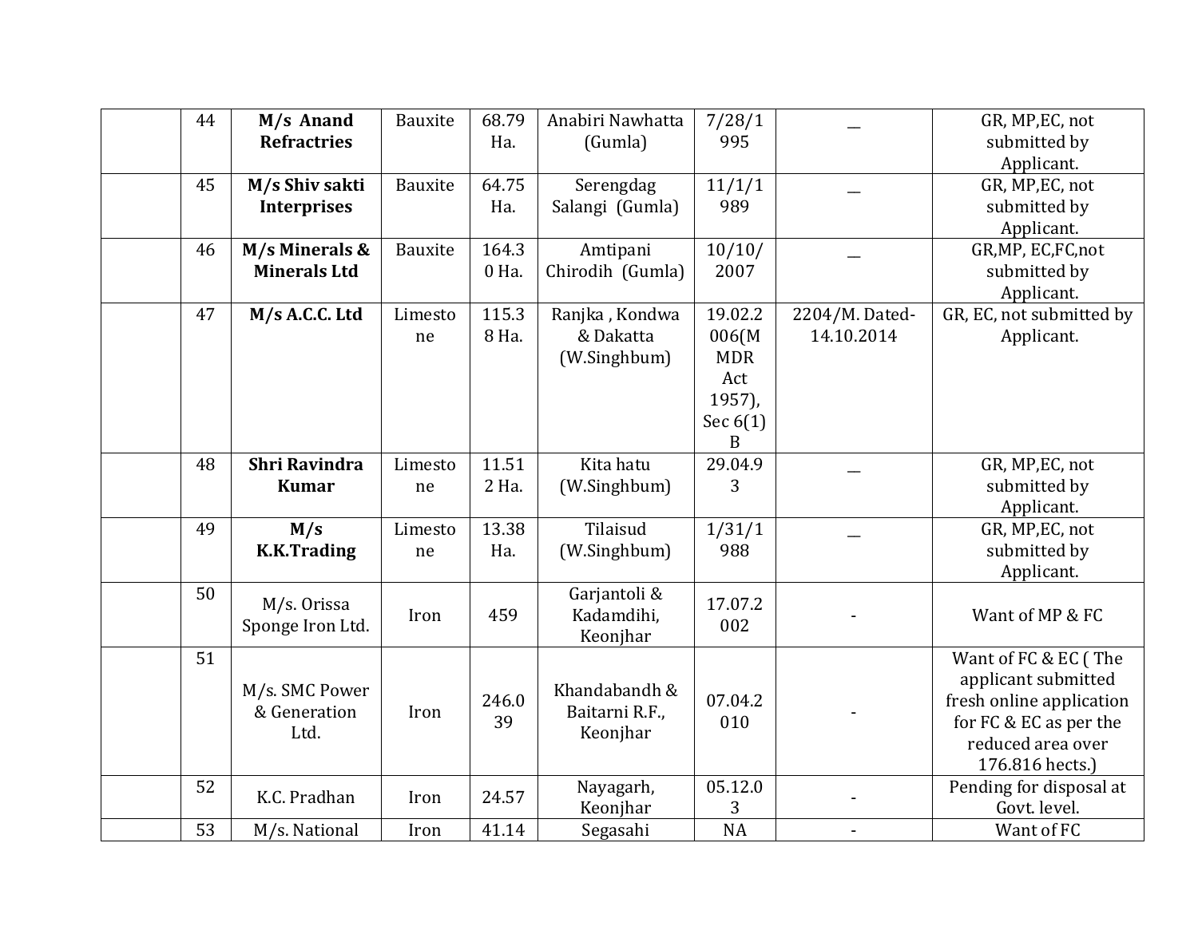|  | 44 | **M/s Anand Refractries** | Bauxite | 68.79 Ha. | Anabiri Nawhatta (Gumla) | 7/28/1995 | __ | GR, MP,EC, not submitted by Applicant. |
|---|---|---|---|---|---|---|---|---|
|  | 45 | **M/s Shiv sakti Interprises** | Bauxite | 64.75 Ha. | Serengdag Salangi (Gumla) | 11/1/1989 | __ | GR, MP,EC, not submitted by Applicant. |
|  | 46 | **M/s Minerals & Minerals Ltd** | Bauxite | 164.30 Ha. | Amtipani Chirodih (Gumla) | 10/10/2007 | __ | GR,MP, EC,FC,not submitted by Applicant. |
|  | 47 | **M/s A.C.C. Ltd** | Limestone | 115.38 Ha. | Ranjka , Kondwa & Dakatta (W.Singhbum) | 19.02.2006(MMDR Act 1957), Sec 6(1) B | 2204/M. Dated-14.10.2014 | GR, EC, not submitted by Applicant. |
|  | 48 | **Shri Ravindra Kumar** | Limestone | 11.512 Ha. | Kita hatu (W.Singhbum) | 29.04.93 | __ | GR, MP,EC, not submitted by Applicant. |
|  | 49 | **M/s K.K.Trading** | Limestone | 13.38 Ha. | Tilaisud (W.Singhbum) | 1/31/1988 | __ | GR, MP,EC, not submitted by Applicant. |
|  | 50 | M/s. Orissa Sponge Iron Ltd. | Iron | 459 | Garjantoli & Kadamdihi, Keonjhar | 17.07.2002 | - | Want of MP & FC |
|  | 51 | M/s. SMC Power & Generation Ltd. | Iron | 246.039 | Khandabandh & Baitarni R.F., Keonjhar | 07.04.2010 | - | Want of FC & EC ( The applicant submitted fresh online application for FC & EC as per the reduced area over 176.816 hects.) |
|  | 52 | K.C. Pradhan | Iron | 24.57 | Nayagarh, Keonjhar | 05.12.03 | - | Pending for disposal at Govt. level. |
|  | 53 | M/s. National | Iron | 41.14 | Segasahi | NA | - | Want of FC |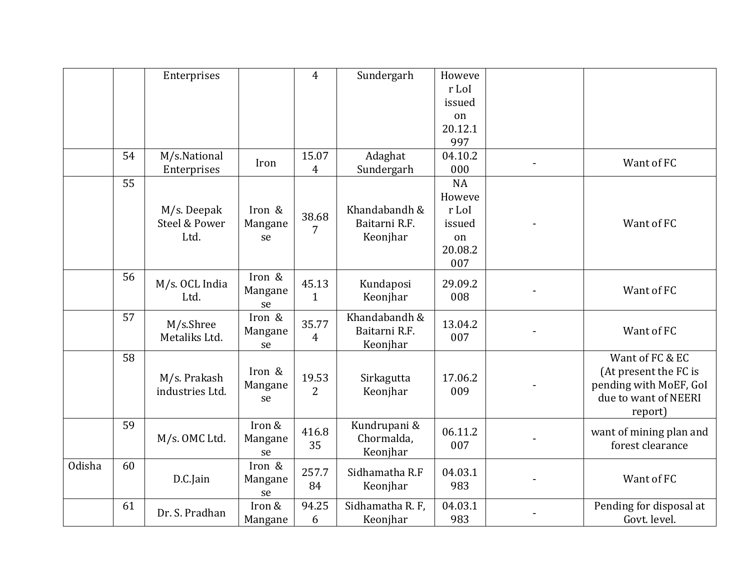| | | | | | | | | |
|---|---|---|---|---|---|---|---|---|
| | | Enterprises | | 4 | Sundergarh | However LoI issued on 20.12.1997 | | |
| | 54 | M/s.National Enterprises | Iron | 15.074 | Adaghat Sundergarh | 04.10.2000 | - | Want of FC |
| | 55 | M/s. Deepak Steel & Power Ltd. | Iron & Manganese | 38.687 | Khandabandh & Baitarni R.F. Keonjhar | NA However LoI issued on 20.08.2007 | - | Want of FC |
| | 56 | M/s. OCL India Ltd. | Iron & Manganese | 45.131 | Kundaposi Keonjhar | 29.09.2008 | - | Want of FC |
| | 57 | M/s.Shree Metaliks Ltd. | Iron & Manganese | 35.774 | Khandabandh & Baitarni R.F. Keonjhar | 13.04.2007 | - | Want of FC |
| | 58 | M/s. Prakash industries Ltd. | Iron & Manganese | 19.532 | Sirkagutta Keonjhar | 17.06.2009 | - | Want of FC & EC (At present the FC is pending with MoEF, GoI due to want of NEERI report) |
| | 59 | M/s. OMC Ltd. | Iron & Manganese | 416.835 | Kundrupani & Chormalda, Keonjhar | 06.11.2007 | - | want of mining plan and forest clearance |
| Odisha | 60 | D.C.Jain | Iron & Manganese | 257.784 | Sidhamatha R.F Keonjhar | 04.03.1983 | - | Want of FC |
| | 61 | Dr. S. Pradhan | Iron & Manganese | 94.256 | Sidhamatha R. F, Keonjhar | 04.03.1983 | - | Pending for disposal at Govt. level. |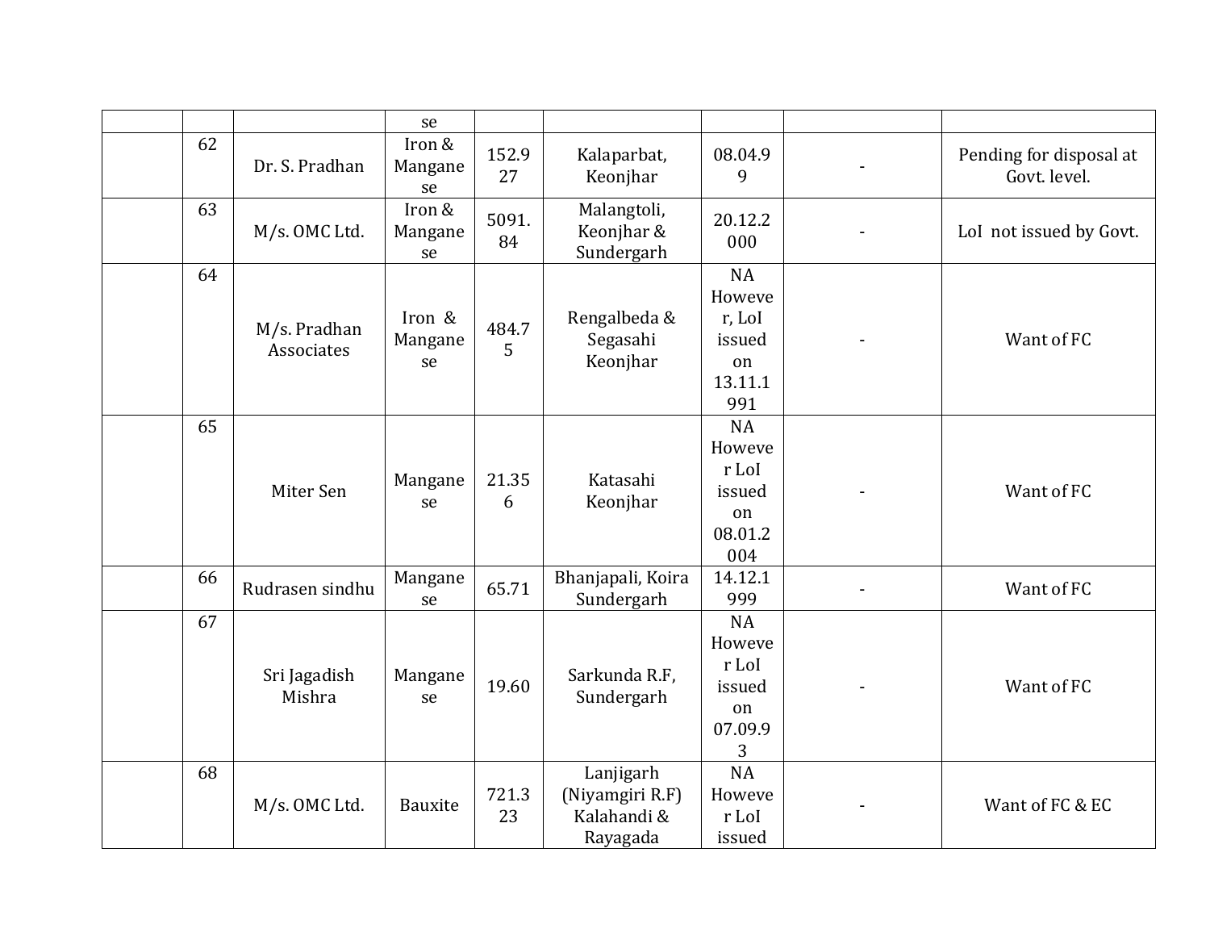| | | | se | | | | | |
|---|---|---|---|---|---|---|---|---|
| | 62 | Dr. S. Pradhan | Iron & Manganese | 152.927 | Kalaparbat, Keonjhar | 08.04.99 | - | Pending for disposal at Govt. level. |
| | 63 | M/s. OMC Ltd. | Iron & Manganese | 5091.84 | Malangtoli, Keonjhar & Sundergarh | 20.12.2000 | - | LoI not issued by Govt. |
| | 64 | M/s. Pradhan Associates | Iron & Manganese | 484.75 | Rengalbeda & Segasahi Keonjhar | NA However, LoI issued on 13.11.1991 | - | Want of FC |
| | 65 | Miter Sen | Manganese | 21.356 | Katasahi Keonjhar | NA However LoI issued on 08.01.2004 | - | Want of FC |
| | 66 | Rudrasen sindhu | Manganese | 65.71 | Bhanjapali, Koira Sundergarh | 14.12.1999 | - | Want of FC |
| | 67 | Sri Jagadish Mishra | Manganese | 19.60 | Sarkunda R.F, Sundergarh | NA However LoI issued on 07.09.93 | - | Want of FC |
| | 68 | M/s. OMC Ltd. | Bauxite | 721.323 | Lanjigarh (Niyamgiri R.F) Kalahandi & Rayagada | NA However LoI issued | - | Want of FC & EC |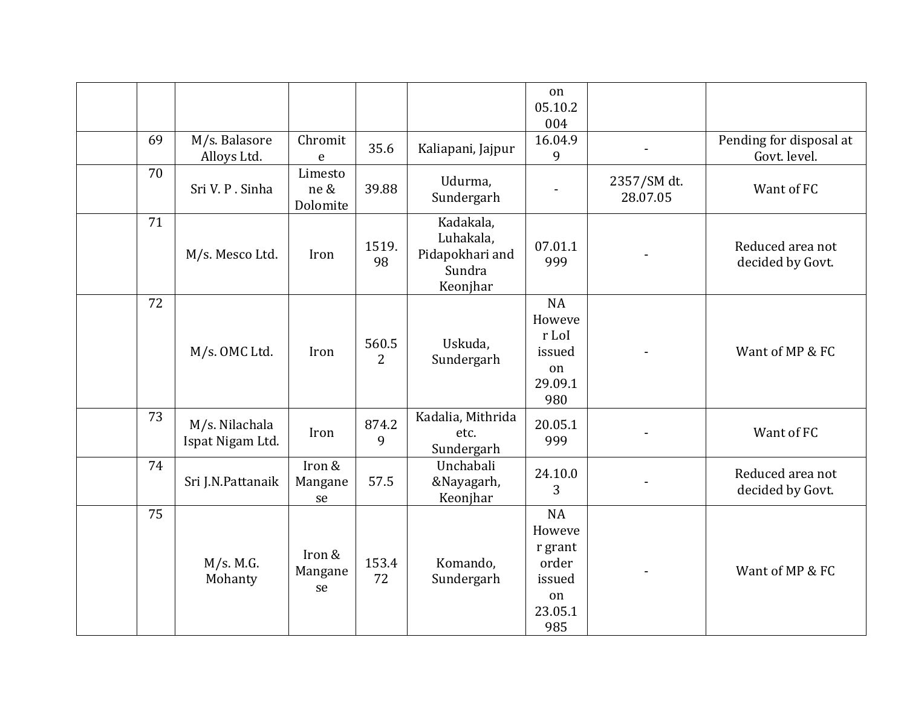| | | | | | | | | |
|---|---|---|---|---|---|---|---|---|
| | | | | | | on 05.10.2004 | | |
| | 69 | M/s. Balasore Alloys Ltd. | Chromite | 35.6 | Kaliapani, Jajpur | 16.04.99 | - | Pending for disposal at Govt. level. |
| | 70 | Sri V. P . Sinha | Limestone & Dolomite | 39.88 | Udurma, Sundergarh | - | 2357/SM dt. 28.07.05 | Want of FC |
| | 71 | M/s. Mesco Ltd. | Iron | 1519.98 | Kadakala, Luhakala, Pidapokhari and Sundra Keonjhar | 07.01.1999 | - | Reduced area not decided by Govt. |
| | 72 | M/s. OMC Ltd. | Iron | 560.52 | Uskuda, Sundergarh | NA However LoI issued on 29.09.1980 | - | Want of MP & FC |
| | 73 | M/s. Nilachala Ispat Nigam Ltd. | Iron | 874.29 | Kadalia, Mithrida etc. Sundergarh | 20.05.1999 | - | Want of FC |
| | 74 | Sri J.N.Pattanaik | Iron & Manganese | 57.5 | Unchabali &Nayagarh, Keonjhar | 24.10.03 | - | Reduced area not decided by Govt. |
| | 75 | M/s. M.G. Mohanty | Iron & Manganese | 153.472 | Komando, Sundergarh | NA However grant order issued on 23.05.1985 | - | Want of MP & FC |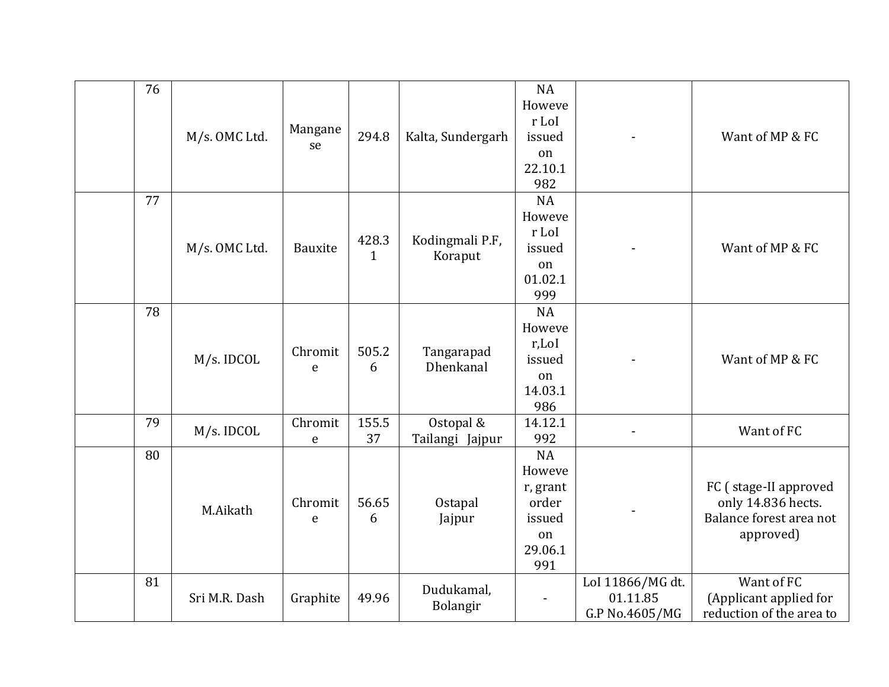|  |  |  |  |  |  |  |  |  |
|---|---|---|---|---|---|---|---|---|
|  | 76 | M/s. OMC Ltd. | Manganese | 294.8 | Kalta, Sundergarh | NA However LoI issued on 22.10.1982 | - | Want of MP & FC |
|  | 77 | M/s. OMC Ltd. | Bauxite | 428.31 | Kodingmali P.F, Koraput | NA However LoI issued on 01.02.1999 | - | Want of MP & FC |
|  | 78 | M/s. IDCOL | Chromite | 505.26 | Tangarapad Dhenkanal | NA However,LoI issued on 14.03.1986 | - | Want of MP & FC |
|  | 79 | M/s. IDCOL | Chromite | 155.537 | Ostopal & Tailangi Jajpur | 14.12.1992 | - | Want of FC |
|  | 80 | M.Aikath | Chromite | 56.656 | Ostapal Jajpur | NA However, grant order issued on 29.06.1991 | - | FC ( stage-II approved only 14.836 hects. Balance forest area not approved) |
|  | 81 | Sri M.R. Dash | Graphite | 49.96 | Dudukamal, Bolangir | - | LoI 11866/MG dt. 01.11.85 G.P No.4605/MG | Want of FC (Applicant applied for reduction of the area to |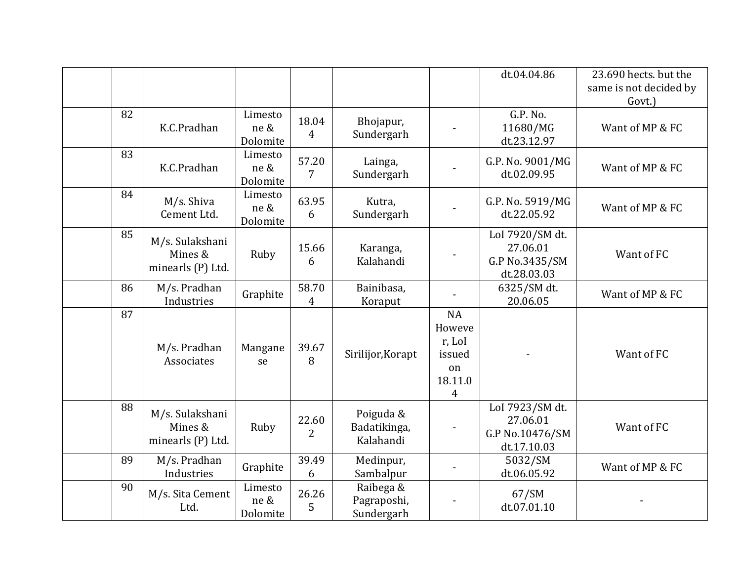| | | | | | | | | |
|---|---|---|---|---|---|---|---|---|
| | | | | | | | dt.04.04.86 | 23.690 hects. but the same is not decided by Govt.) |
| | 82 | K.C.Pradhan | Limestone & Dolomite | 18.044 | Bhojapur, Sundergarh | - | G.P. No. 11680/MG dt.23.12.97 | Want of MP & FC |
| | 83 | K.C.Pradhan | Limestone & Dolomite | 57.207 | Lainga, Sundergarh | - | G.P. No. 9001/MG dt.02.09.95 | Want of MP & FC |
| | 84 | M/s. Shiva Cement Ltd. | Limestone & Dolomite | 63.956 | Kutra, Sundergarh | - | G.P. No. 5919/MG dt.22.05.92 | Want of MP & FC |
| | 85 | M/s. Sulakshani Mines & minearls (P) Ltd. | Ruby | 15.666 | Karanga, Kalahandi | - | LoI 7920/SM dt. 27.06.01 G.P No.3435/SM dt.28.03.03 | Want of FC |
| | 86 | M/s. Pradhan Industries | Graphite | 58.704 | Bainibasa, Koraput | - | 6325/SM dt. 20.06.05 | Want of MP & FC |
| | 87 | M/s. Pradhan Associates | Manganese | 39.678 | Sirilijor,Korapt | NA However, LoI issued on 18.11.04 | - | Want of FC |
| | 88 | M/s. Sulakshani Mines & minearls (P) Ltd. | Ruby | 22.602 | Poiguda & Badatikinga, Kalahandi | - | LoI 7923/SM dt. 27.06.01 G.P No.10476/SM dt.17.10.03 | Want of FC |
| | 89 | M/s. Pradhan Industries | Graphite | 39.496 | Medinpur, Sambalpur | - | 5032/SM dt.06.05.92 | Want of MP & FC |
| | 90 | M/s. Sita Cement Ltd. | Limestone & Dolomite | 26.265 | Raibega & Pagraposhi, Sundergarh | - | 67/SM dt.07.01.10 | - |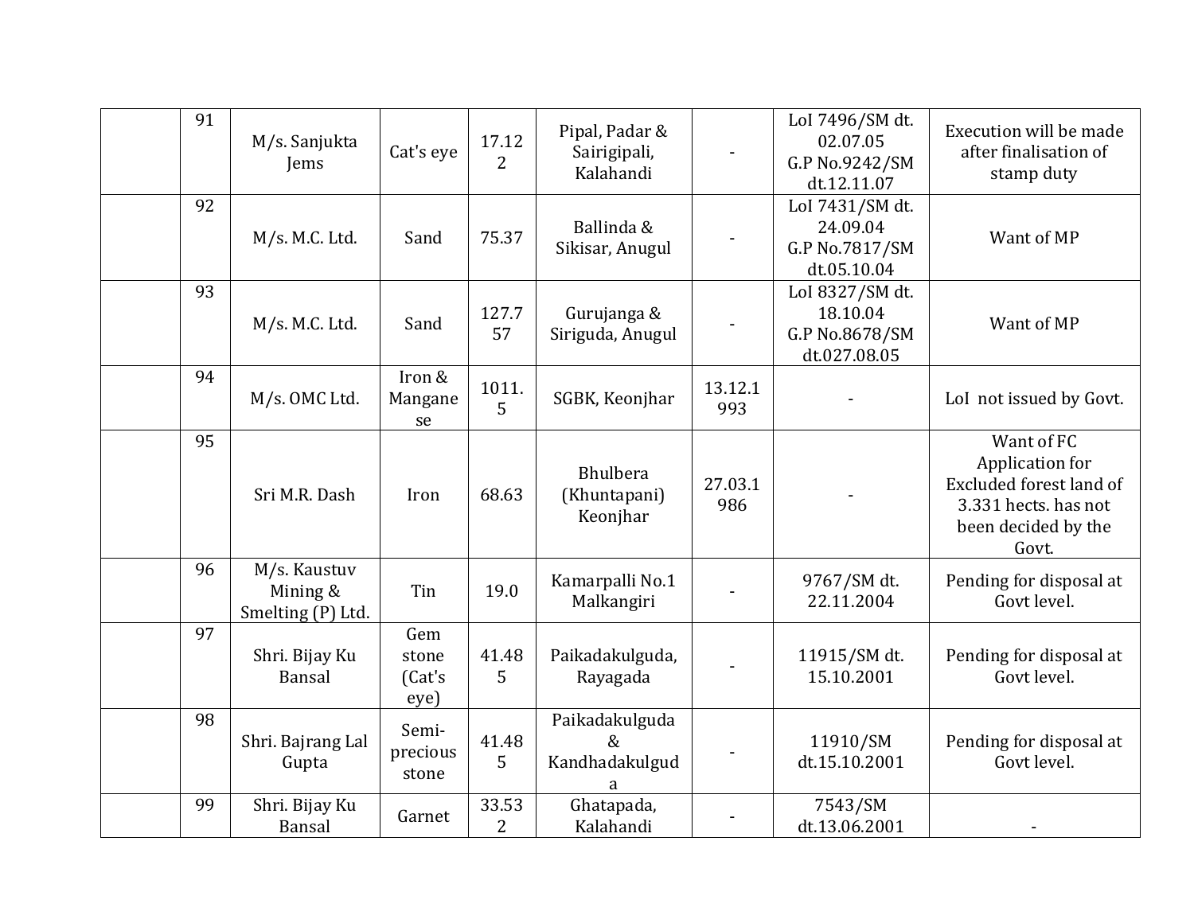| | | | | | | | | |
|---|---|---|---|---|---|---|---|---|
| | 91 | M/s. Sanjukta Jems | Cat's eye | 17.122 | Pipal, Padar & Sairigipali, Kalahandi | - | LoI 7496/SM dt. 02.07.05 G.P No.9242/SM dt.12.11.07 | Execution will be made after finalisation of stamp duty |
| | 92 | M/s. M.C. Ltd. | Sand | 75.37 | Ballinda & Sikisar, Anugul | - | LoI 7431/SM dt. 24.09.04 G.P No.7817/SM dt.05.10.04 | Want of MP |
| | 93 | M/s. M.C. Ltd. | Sand | 127.757 | Gurujanga & Siriguda, Anugul | - | LoI 8327/SM dt. 18.10.04 G.P No.8678/SM dt.027.08.05 | Want of MP |
| | 94 | M/s. OMC Ltd. | Iron & Manganese | 1011.5 | SGBK, Keonjhar | 13.12.1993 | - | LoI not issued by Govt. |
| | 95 | Sri M.R. Dash | Iron | 68.63 | Bhulbera (Khuntapani) Keonjhar | 27.03.1986 | - | Want of FC Application for Excluded forest land of 3.331 hects. has not been decided by the Govt. |
| | 96 | M/s. Kaustuv Mining & Smelting (P) Ltd. | Tin | 19.0 | Kamarpalli No.1 Malkangiri | - | 9767/SM dt. 22.11.2004 | Pending for disposal at Govt level. |
| | 97 | Shri. Bijay Ku Bansal | Gem stone (Cat's eye) | 41.485 | Paikadakulguda, Rayagada | - | 11915/SM dt. 15.10.2001 | Pending for disposal at Govt level. |
| | 98 | Shri. Bajrang Lal Gupta | Semi-precious stone | 41.485 | Paikadakulguda & Kandhadakulguda | - | 11910/SM dt.15.10.2001 | Pending for disposal at Govt level. |
| | 99 | Shri. Bijay Ku Bansal | Garnet | 33.532 | Ghatapada, Kalahandi | - | 7543/SM dt.13.06.2001 | - |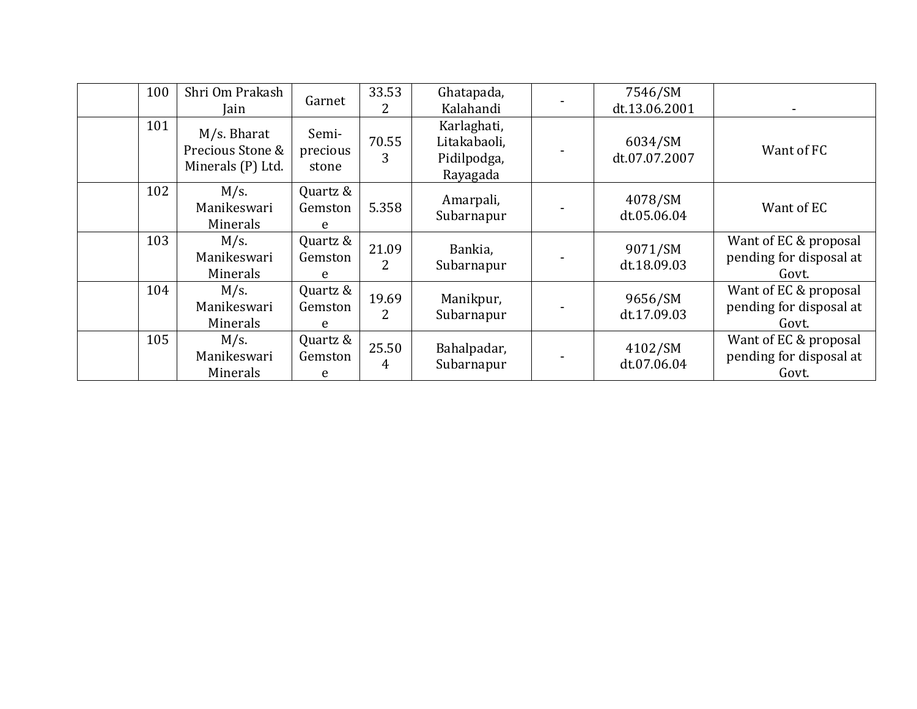| | | | | | | | | |
|---|---|---|---|---|---|---|---|---|
| | 100 | Shri Om Prakash Jain | Garnet | 33.532 | Ghatapada, Kalahandi | - | 7546/SM dt.13.06.2001 | - |
| | 101 | M/s. Bharat Precious Stone & Minerals (P) Ltd. | Semi-precious stone | 70.553 | Karlaghati, Litakabaoli, Pidilpodga, Rayagada | - | 6034/SM dt.07.07.2007 | Want of FC |
| | 102 | M/s. Manikeswari Minerals | Quartz & Gemstone | 5.358 | Amarpali, Subarnapur | - | 4078/SM dt.05.06.04 | Want of EC |
| | 103 | M/s. Manikeswari Minerals | Quartz & Gemstone | 21.092 | Bankia, Subarnapur | - | 9071/SM dt.18.09.03 | Want of EC & proposal pending for disposal at Govt. |
| | 104 | M/s. Manikeswari Minerals | Quartz & Gemstone | 19.692 | Manikpur, Subarnapur | - | 9656/SM dt.17.09.03 | Want of EC & proposal pending for disposal at Govt. |
| | 105 | M/s. Manikeswari Minerals | Quartz & Gemstone | 25.504 | Bahalpadar, Subarnapur | - | 4102/SM dt.07.06.04 | Want of EC & proposal pending for disposal at Govt. |